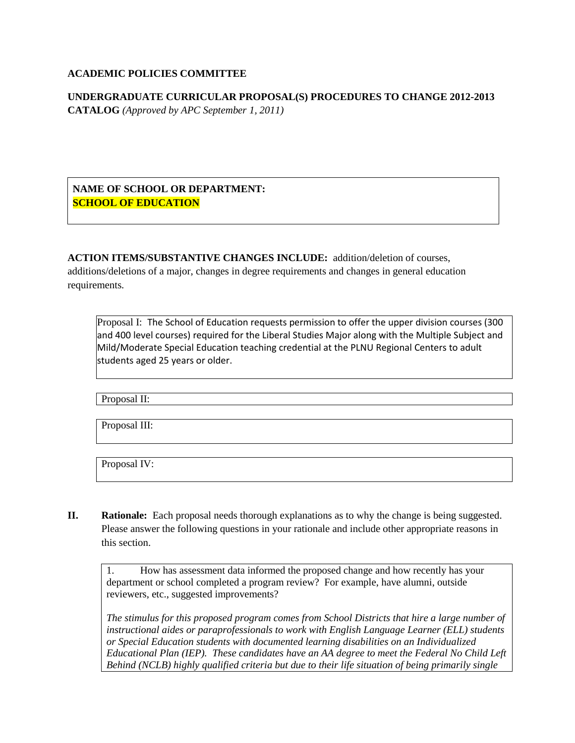**ACADEMIC POLICIES COMMITTEE**

**UNDERGRADUATE CURRICULAR PROPOSAL(S) PROCEDURES TO CHANGE 2012-2013 CATALOG** *(Approved by APC September 1, 2011)*

**NAME OF SCHOOL OR DEPARTMENT:**
**SCHOOL OF EDUCATION**

**ACTION ITEMS/SUBSTANTIVE CHANGES INCLUDE:** addition/deletion of courses, additions/deletions of a major, changes in degree requirements and changes in general education requirements.

Proposal I: The School of Education requests permission to offer the upper division courses (300 and 400 level courses) required for the Liberal Studies Major along with the Multiple Subject and Mild/Moderate Special Education teaching credential at the PLNU Regional Centers to adult students aged 25 years or older.

Proposal II:

Proposal III:

Proposal IV:

**II. Rationale:** Each proposal needs thorough explanations as to why the change is being suggested. Please answer the following questions in your rationale and include other appropriate reasons in this section.

1. How has assessment data informed the proposed change and how recently has your department or school completed a program review? For example, have alumni, outside reviewers, etc., suggested improvements?

*The stimulus for this proposed program comes from School Districts that hire a large number of instructional aides or paraprofessionals to work with English Language Learner (ELL) students or Special Education students with documented learning disabilities on an Individualized Educational Plan (IEP). These candidates have an AA degree to meet the Federal No Child Left Behind (NCLB) highly qualified criteria but due to their life situation of being primarily single*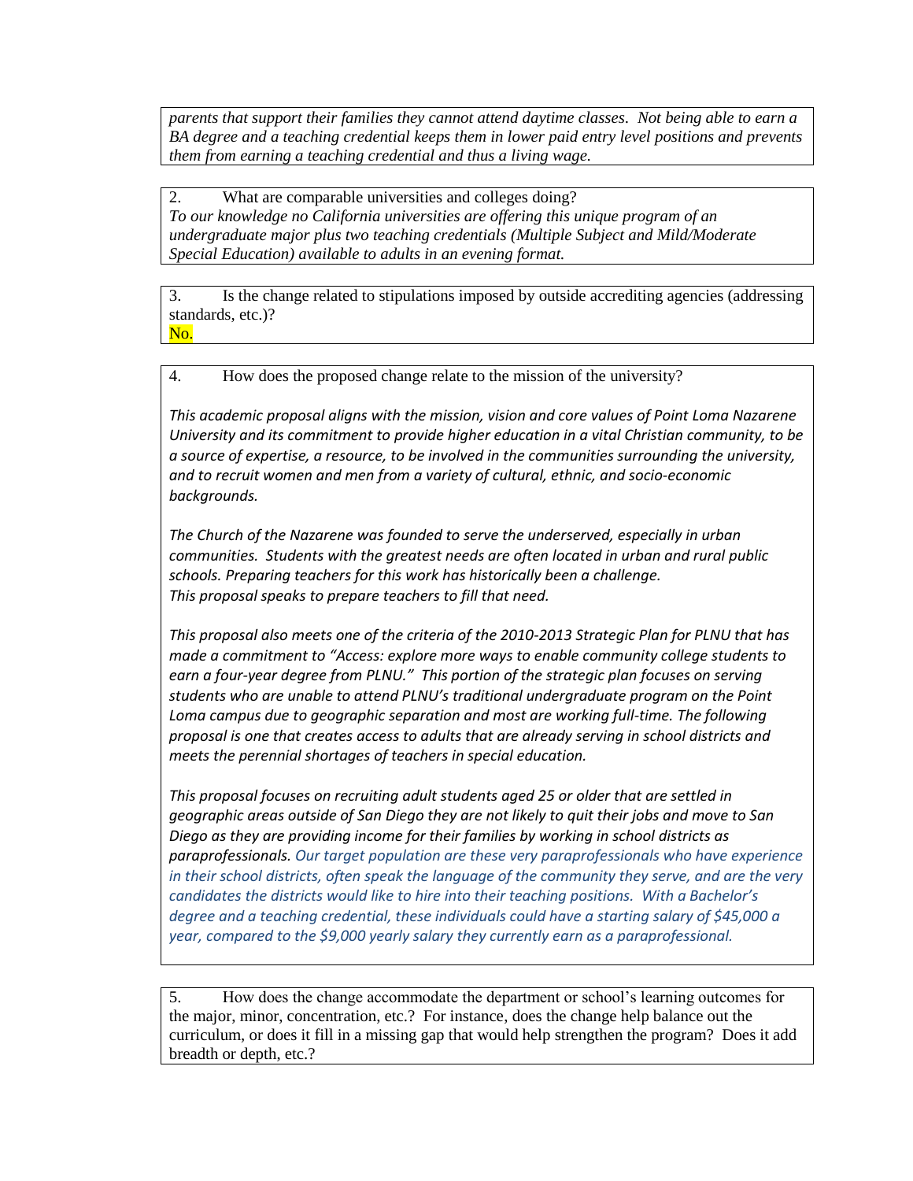*parents that support their families they cannot attend daytime classes. Not being able to earn a BA degree and a teaching credential keeps them in lower paid entry level positions and prevents them from earning a teaching credential and thus a living wage.*

2. What are comparable universities and colleges doing?
*To our knowledge no California universities are offering this unique program of an undergraduate major plus two teaching credentials (Multiple Subject and Mild/Moderate Special Education) available to adults in an evening format.*

3. Is the change related to stipulations imposed by outside accrediting agencies (addressing standards, etc.)?
No.

4. How does the proposed change relate to the mission of the university?

*This academic proposal aligns with the mission, vision and core values of Point Loma Nazarene University and its commitment to provide higher education in a vital Christian community, to be a source of expertise, a resource, to be involved in the communities surrounding the university, and to recruit women and men from a variety of cultural, ethnic, and socio-economic backgrounds.*

*The Church of the Nazarene was founded to serve the underserved, especially in urban communities. Students with the greatest needs are often located in urban and rural public schools. Preparing teachers for this work has historically been a challenge. This proposal speaks to prepare teachers to fill that need.*

*This proposal also meets one of the criteria of the 2010-2013 Strategic Plan for PLNU that has made a commitment to "Access: explore more ways to enable community college students to earn a four-year degree from PLNU." This portion of the strategic plan focuses on serving students who are unable to attend PLNU's traditional undergraduate program on the Point Loma campus due to geographic separation and most are working full-time. The following proposal is one that creates access to adults that are already serving in school districts and meets the perennial shortages of teachers in special education.*

*This proposal focuses on recruiting adult students aged 25 or older that are settled in geographic areas outside of San Diego they are not likely to quit their jobs and move to San Diego as they are providing income for their families by working in school districts as paraprofessionals. Our target population are these very paraprofessionals who have experience in their school districts, often speak the language of the community they serve, and are the very candidates the districts would like to hire into their teaching positions. With a Bachelor's degree and a teaching credential, these individuals could have a starting salary of $45,000 a year, compared to the $9,000 yearly salary they currently earn as a paraprofessional.*

5. How does the change accommodate the department or school's learning outcomes for the major, minor, concentration, etc.? For instance, does the change help balance out the curriculum, or does it fill in a missing gap that would help strengthen the program? Does it add breadth or depth, etc.?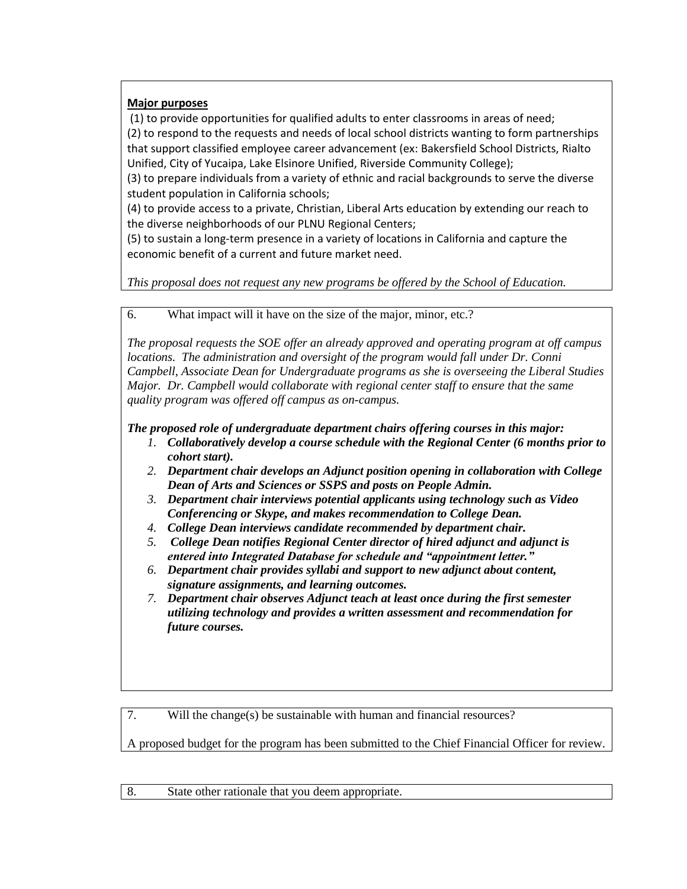**Major purposes**

(1) to provide opportunities for qualified adults to enter classrooms in areas of need;
(2) to respond to the requests and needs of local school districts wanting to form partnerships that support classified employee career advancement (ex: Bakersfield School Districts, Rialto Unified, City of Yucaipa, Lake Elsinore Unified, Riverside Community College);
(3) to prepare individuals from a variety of ethnic and racial backgrounds to serve the diverse student population in California schools;
(4) to provide access to a private, Christian, Liberal Arts education by extending our reach to the diverse neighborhoods of our PLNU Regional Centers;
(5) to sustain a long-term presence in a variety of locations in California and capture the economic benefit of a current and future market need.

*This proposal does not request any new programs be offered by the School of Education.*

6. What impact will it have on the size of the major, minor, etc.?

*The proposal requests the SOE offer an already approved and operating program at off campus locations. The administration and oversight of the program would fall under Dr. Conni Campbell, Associate Dean for Undergraduate programs as she is overseeing the Liberal Studies Major. Dr. Campbell would collaborate with regional center staff to ensure that the same quality program was offered off campus as on-campus.*

***The proposed role of undergraduate department chairs offering courses in this major:***

1. ***Collaboratively develop a course schedule with the Regional Center (6 months prior to cohort start).***
2. ***Department chair develops an Adjunct position opening in collaboration with College Dean of Arts and Sciences or SSPS and posts on People Admin.***
3. ***Department chair interviews potential applicants using technology such as Video Conferencing or Skype, and makes recommendation to College Dean.***
4. ***College Dean interviews candidate recommended by department chair.***
5. ***College Dean notifies Regional Center director of hired adjunct and adjunct is entered into Integrated Database for schedule and "appointment letter."***
6. ***Department chair provides syllabi and support to new adjunct about content, signature assignments, and learning outcomes.***
7. ***Department chair observes Adjunct teach at least once during the first semester utilizing technology and provides a written assessment and recommendation for future courses.***

7. Will the change(s) be sustainable with human and financial resources?

A proposed budget for the program has been submitted to the Chief Financial Officer for review.

8. State other rationale that you deem appropriate.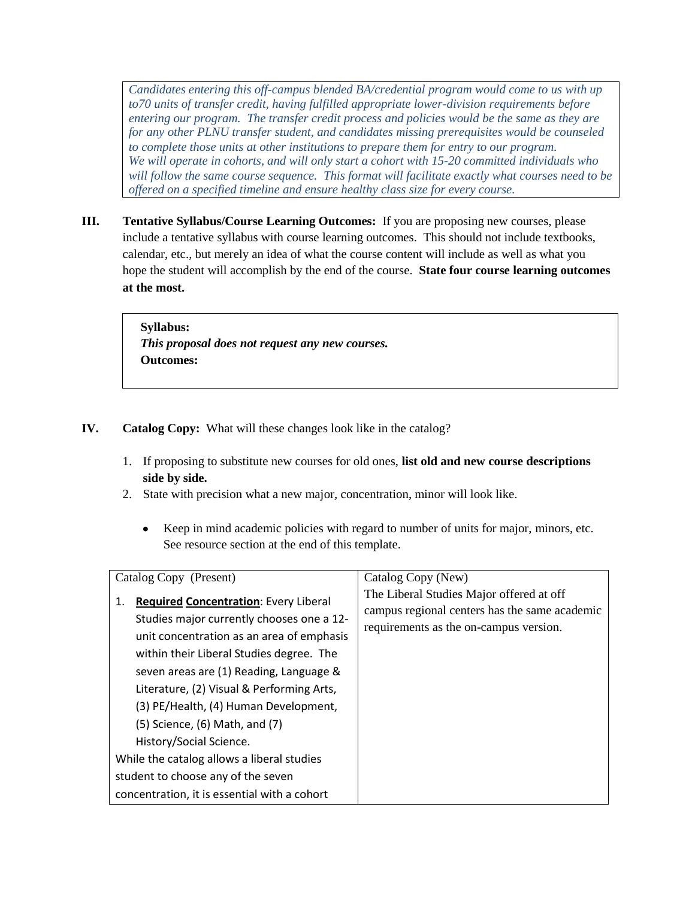*Candidates entering this off-campus blended BA/credential program would come to us with up to70 units of transfer credit, having fulfilled appropriate lower-division requirements before entering our program. The transfer credit process and policies would be the same as they are for any other PLNU transfer student, and candidates missing prerequisites would be counseled to complete those units at other institutions to prepare them for entry to our program.*
*We will operate in cohorts, and will only start a cohort with 15-20 committed individuals who will follow the same course sequence. This format will facilitate exactly what courses need to be offered on a specified timeline and ensure healthy class size for every course.*

**III. Tentative Syllabus/Course Learning Outcomes:** If you are proposing new courses, please include a tentative syllabus with course learning outcomes. This should not include textbooks, calendar, etc., but merely an idea of what the course content will include as well as what you hope the student will accomplish by the end of the course. **State four course learning outcomes at the most.**

**Syllabus:**
***This proposal does not request any new courses.***
**Outcomes:**

**IV. Catalog Copy:** What will these changes look like in the catalog?

1. If proposing to substitute new courses for old ones, **list old and new course descriptions side by side.**
2. State with precision what a new major, concentration, minor will look like.
   - Keep in mind academic policies with regard to number of units for major, minors, etc. See resource section at the end of this template.

| Catalog Copy (Present) | Catalog Copy (New) |
|---|---|
| 1. **<u>Required</u> <u>Concentration</u>**: Every Liberal Studies major currently chooses one a 12-unit concentration as an area of emphasis within their Liberal Studies degree. The seven areas are (1) Reading, Language & Literature, (2) Visual & Performing Arts, (3) PE/Health, (4) Human Development, (5) Science, (6) Math, and (7) History/Social Science.<br>While the catalog allows a liberal studies student to choose any of the seven concentration, it is essential with a cohort | The Liberal Studies Major offered at off campus regional centers has the same academic requirements as the on-campus version. |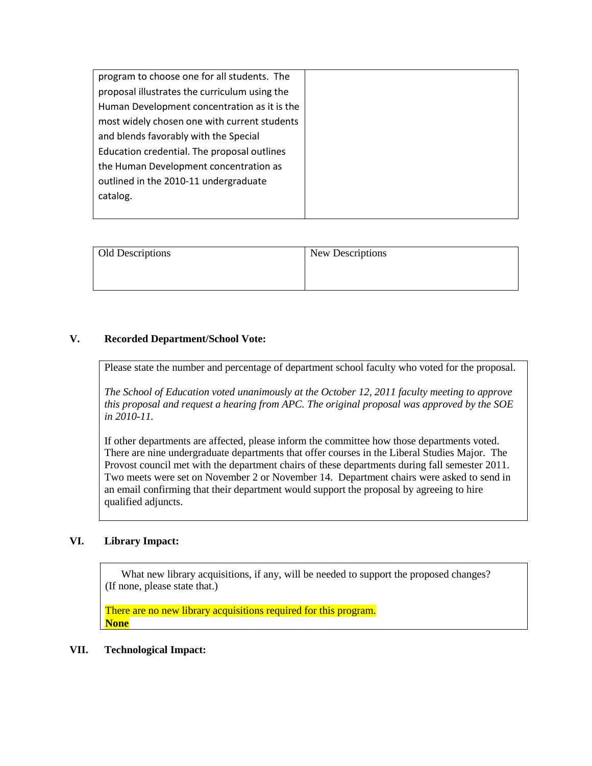| program to choose one for all students. The proposal illustrates the curriculum using the Human Development concentration as it is the most widely chosen one with current students and blends favorably with the Special Education credential. The proposal outlines the Human Development concentration as outlined in the 2010-11 undergraduate catalog. | |
|---|---|

| Old Descriptions | New Descriptions |
|---|---|
| | |

## V. Recorded Department/School Vote:

Please state the number and percentage of department school faculty who voted for the proposal.

*The School of Education voted unanimously at the October 12, 2011 faculty meeting to approve this proposal and request a hearing from APC. The original proposal was approved by the SOE in 2010-11.*

If other departments are affected, please inform the committee how those departments voted. There are nine undergraduate departments that offer courses in the Liberal Studies Major. The Provost council met with the department chairs of these departments during fall semester 2011. Two meets were set on November 2 or November 14. Department chairs were asked to send in an email confirming that their department would support the proposal by agreeing to hire qualified adjuncts.

## VI. Library Impact:

What new library acquisitions, if any, will be needed to support the proposed changes? (If none, please state that.)

There are no new library acquisitions required for this program.
**None**

## VII. Technological Impact: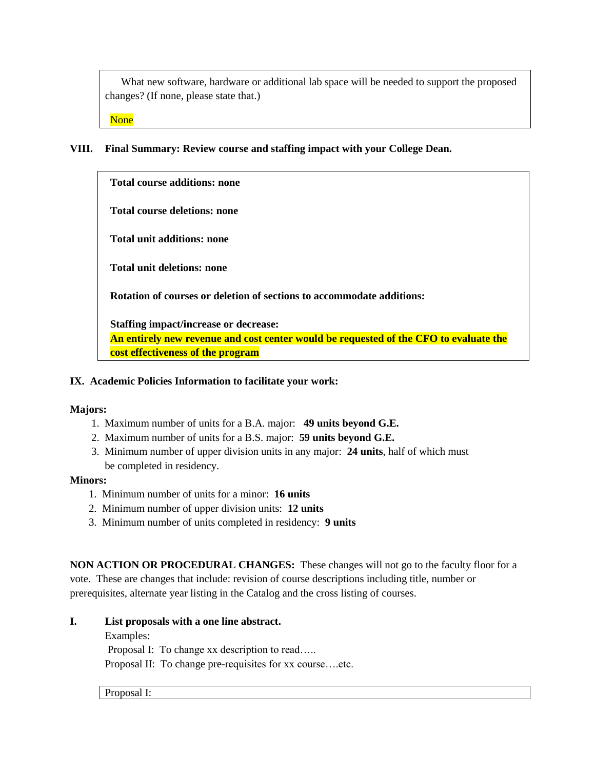What new software, hardware or additional lab space will be needed to support the proposed changes? (If none, please state that.)

None

**VIII. Final Summary: Review course and staffing impact with your College Dean.**

**Total course additions: none**

**Total course deletions: none**

**Total unit additions: none**

**Total unit deletions: none**

**Rotation of courses or deletion of sections to accommodate additions:**

**Staffing impact/increase or decrease:**
**An entirely new revenue and cost center would be requested of the CFO to evaluate the cost effectiveness of the program**

**IX. Academic Policies Information to facilitate your work:**

**Majors:**

1. Maximum number of units for a B.A. major: **49 units beyond G.E.**
2. Maximum number of units for a B.S. major: **59 units beyond G.E.**
3. Minimum number of upper division units in any major: **24 units**, half of which must be completed in residency.

**Minors:**

1. Minimum number of units for a minor: **16 units**
2. Minimum number of upper division units: **12 units**
3. Minimum number of units completed in residency: **9 units**

**NON ACTION OR PROCEDURAL CHANGES:** These changes will not go to the faculty floor for a vote. These are changes that include: revision of course descriptions including title, number or prerequisites, alternate year listing in the Catalog and the cross listing of courses.

**I. List proposals with a one line abstract.**

Examples:
Proposal I: To change xx description to read…..
Proposal II: To change pre-requisites for xx course….etc.

Proposal I: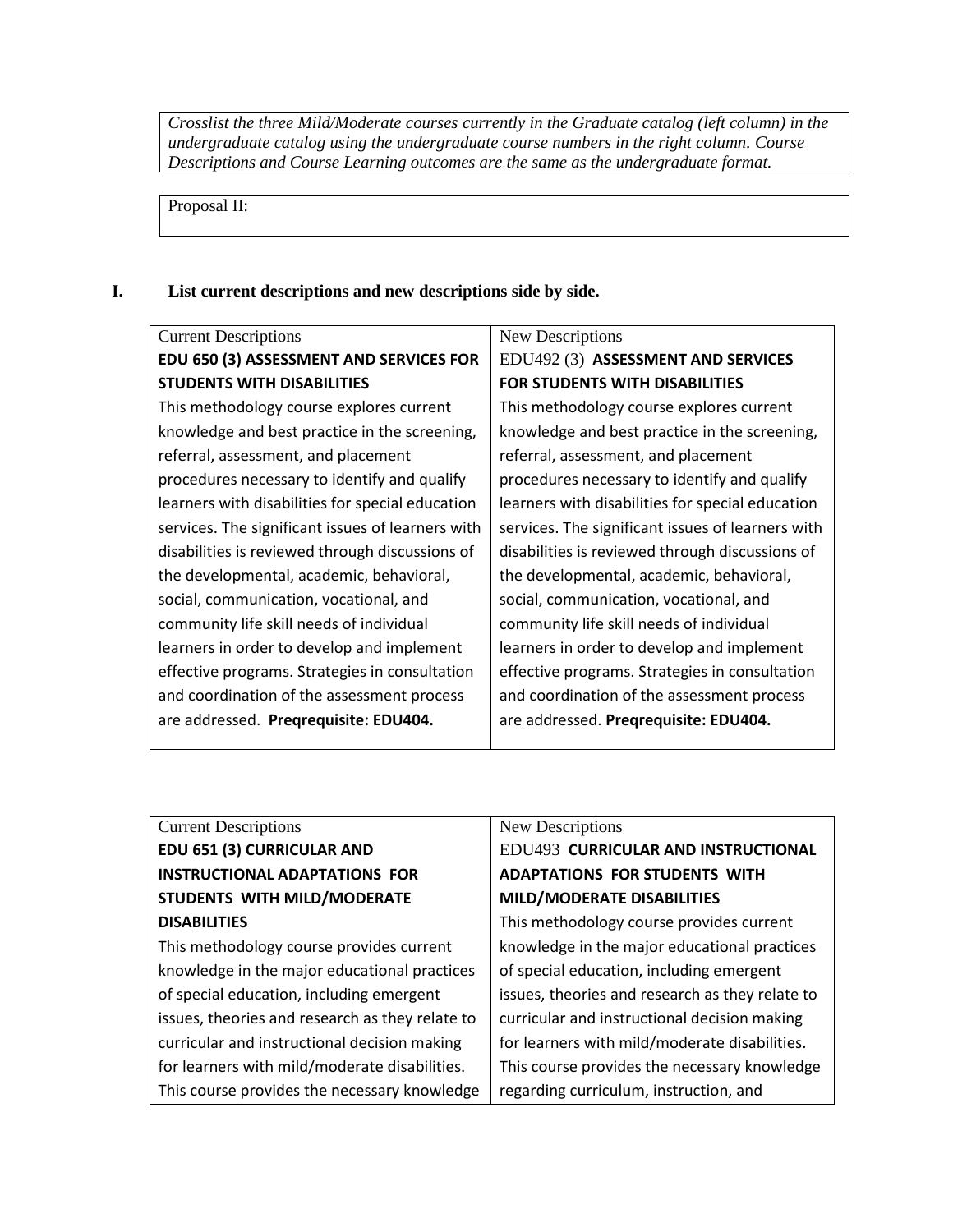*Crosslist the three Mild/Moderate courses currently in the Graduate catalog (left column) in the undergraduate catalog using the undergraduate course numbers in the right column. Course Descriptions and Course Learning outcomes are the same as the undergraduate format.*

Proposal II:

## I. List current descriptions and new descriptions side by side.

| Current Descriptions | New Descriptions |
|---|---|
| **EDU 650 (3) ASSESSMENT AND SERVICES FOR STUDENTS WITH DISABILITIES** This methodology course explores current knowledge and best practice in the screening, referral, assessment, and placement procedures necessary to identify and qualify learners with disabilities for special education services. The significant issues of learners with disabilities is reviewed through discussions of the developmental, academic, behavioral, social, communication, vocational, and community life skill needs of individual learners in order to develop and implement effective programs. Strategies in consultation and coordination of the assessment process are addressed. **Preqrequisite: EDU404.** | EDU492 (3) **ASSESSMENT AND SERVICES FOR STUDENTS WITH DISABILITIES** This methodology course explores current knowledge and best practice in the screening, referral, assessment, and placement procedures necessary to identify and qualify learners with disabilities for special education services. The significant issues of learners with disabilities is reviewed through discussions of the developmental, academic, behavioral, social, communication, vocational, and community life skill needs of individual learners in order to develop and implement effective programs. Strategies in consultation and coordination of the assessment process are addressed. **Preqrequisite: EDU404.** |

| Current Descriptions | New Descriptions |
|---|---|
| **EDU 651 (3) CURRICULAR AND INSTRUCTIONAL ADAPTATIONS FOR STUDENTS WITH MILD/MODERATE DISABILITIES** This methodology course provides current knowledge in the major educational practices of special education, including emergent issues, theories and research as they relate to curricular and instructional decision making for learners with mild/moderate disabilities. This course provides the necessary knowledge | EDU493 **CURRICULAR AND INSTRUCTIONAL ADAPTATIONS FOR STUDENTS WITH MILD/MODERATE DISABILITIES** This methodology course provides current knowledge in the major educational practices of special education, including emergent issues, theories and research as they relate to curricular and instructional decision making for learners with mild/moderate disabilities. This course provides the necessary knowledge regarding curriculum, instruction, and |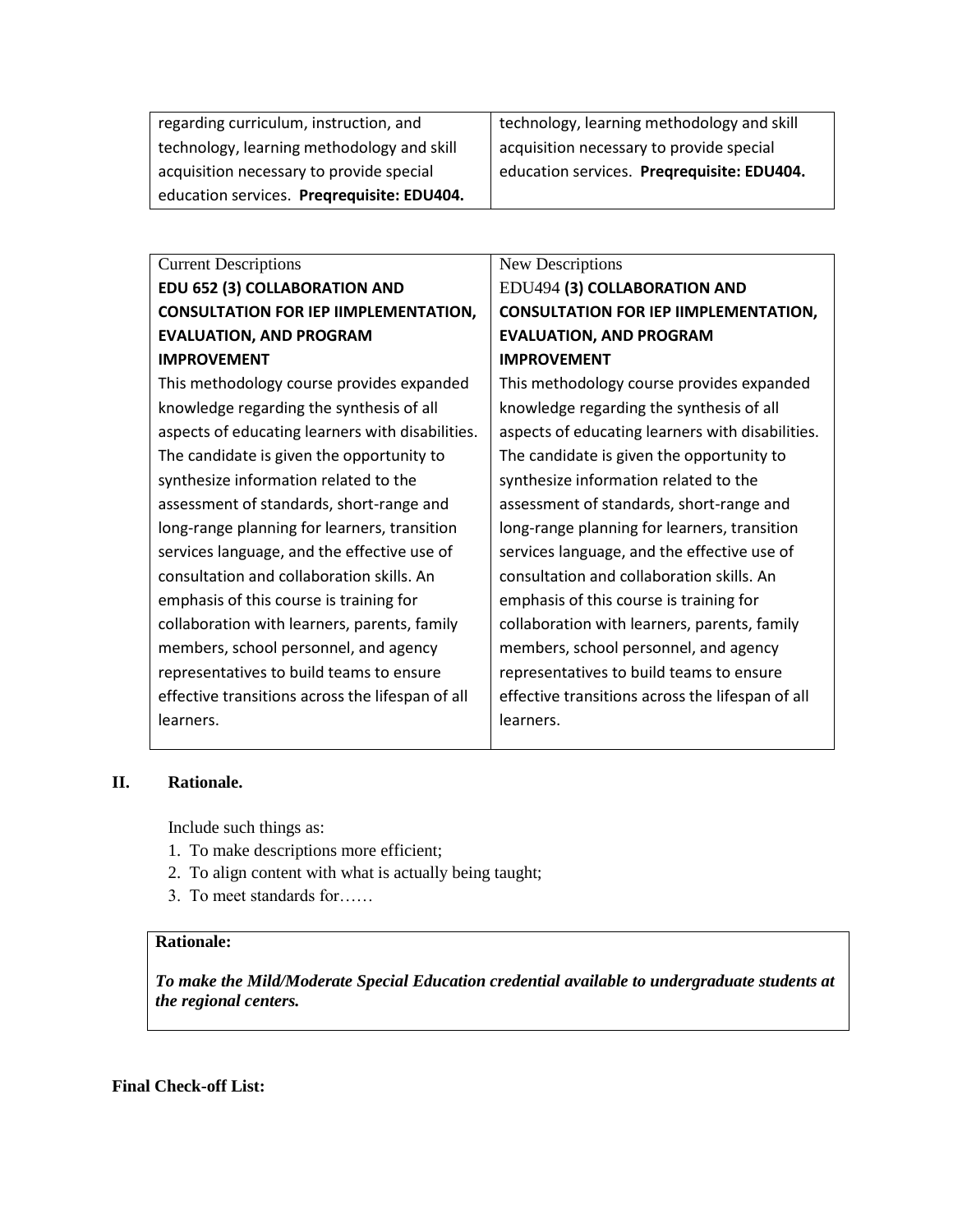| | |
|---|---|
| regarding curriculum, instruction, and technology, learning methodology and skill acquisition necessary to provide special education services. **Preqrequisite: EDU404.** | technology, learning methodology and skill acquisition necessary to provide special education services. **Preqrequisite: EDU404.** |

| Current Descriptions | New Descriptions |
|---|---|
| **EDU 652 (3) COLLABORATION AND CONSULTATION FOR IEP IIMPLEMENTATION, EVALUATION, AND PROGRAM IMPROVEMENT**<br>This methodology course provides expanded knowledge regarding the synthesis of all aspects of educating learners with disabilities. The candidate is given the opportunity to synthesize information related to the assessment of standards, short-range and long-range planning for learners, transition services language, and the effective use of consultation and collaboration skills. An emphasis of this course is training for collaboration with learners, parents, family members, school personnel, and agency representatives to build teams to ensure effective transitions across the lifespan of all learners. | EDU494 **(3) COLLABORATION AND CONSULTATION FOR IEP IIMPLEMENTATION, EVALUATION, AND PROGRAM IMPROVEMENT**<br>This methodology course provides expanded knowledge regarding the synthesis of all aspects of educating learners with disabilities. The candidate is given the opportunity to synthesize information related to the assessment of standards, short-range and long-range planning for learners, transition services language, and the effective use of consultation and collaboration skills. An emphasis of this course is training for collaboration with learners, parents, family members, school personnel, and agency representatives to build teams to ensure effective transitions across the lifespan of all learners. |

## II. Rationale.

Include such things as:

1. To make descriptions more efficient;
2. To align content with what is actually being taught;
3. To meet standards for……

**Rationale:**

***To make the Mild/Moderate Special Education credential available to undergraduate students at the regional centers.***

**Final Check-off List:**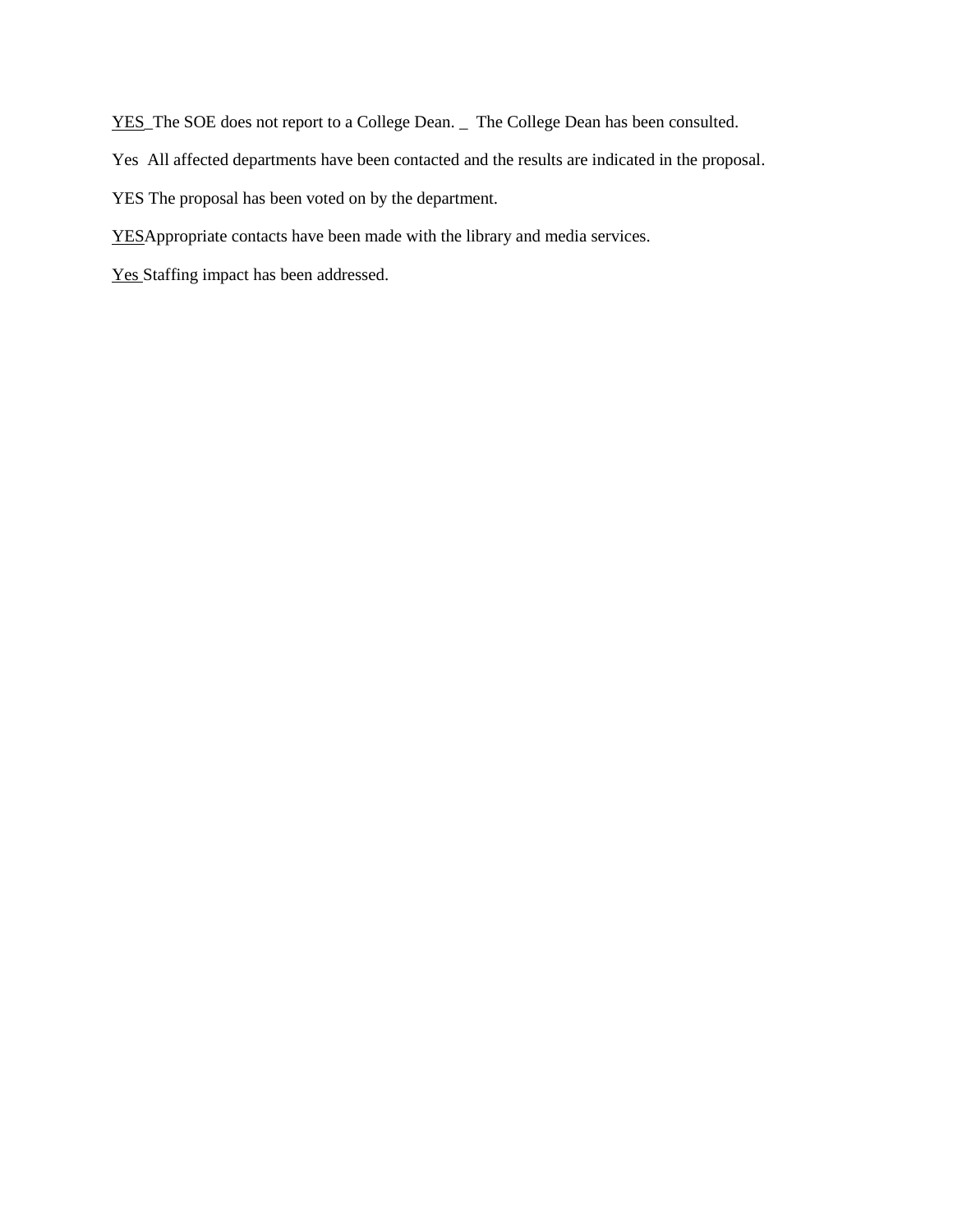YES_The SOE does not report to a College Dean. _  The College Dean has been consulted.

Yes  All affected departments have been contacted and the results are indicated in the proposal.

YES The proposal has been voted on by the department.

YESAppropriate contacts have been made with the library and media services.

Yes Staffing impact has been addressed.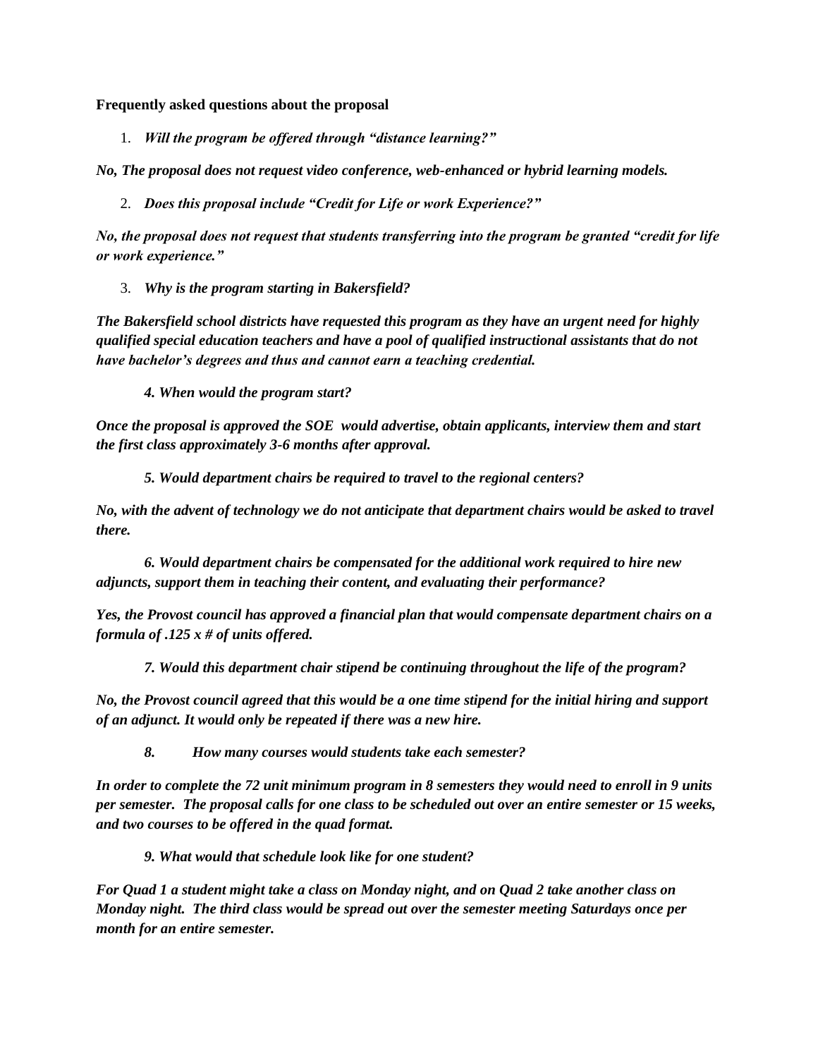**Frequently asked questions about the proposal**

1. ***Will the program be offered through "distance learning?"***

***No, The proposal does not request video conference, web-enhanced or hybrid learning models.***

2. ***Does this proposal include "Credit for Life or work Experience?"***

***No, the proposal does not request that students transferring into the program be granted "credit for life or work experience."***

3. ***Why is the program starting in Bakersfield?***

***The Bakersfield school districts have requested this program as they have an urgent need for highly qualified special education teachers and have a pool of qualified instructional assistants that do not have bachelor's degrees and thus and cannot earn a teaching credential.***

***4. When would the program start?***

***Once the proposal is approved the SOE would advertise, obtain applicants, interview them and start the first class approximately 3-6 months after approval.***

***5. Would department chairs be required to travel to the regional centers?***

***No, with the advent of technology we do not anticipate that department chairs would be asked to travel there.***

***6. Would department chairs be compensated for the additional work required to hire new adjuncts, support them in teaching their content, and evaluating their performance?***

***Yes, the Provost council has approved a financial plan that would compensate department chairs on a formula of .125 x # of units offered.***

***7. Would this department chair stipend be continuing throughout the life of the program?***

***No, the Provost council agreed that this would be a one time stipend for the initial hiring and support of an adjunct. It would only be repeated if there was a new hire.***

***8. How many courses would students take each semester?***

***In order to complete the 72 unit minimum program in 8 semesters they would need to enroll in 9 units per semester. The proposal calls for one class to be scheduled out over an entire semester or 15 weeks, and two courses to be offered in the quad format.***

***9. What would that schedule look like for one student?***

***For Quad 1 a student might take a class on Monday night, and on Quad 2 take another class on Monday night. The third class would be spread out over the semester meeting Saturdays once per month for an entire semester.***